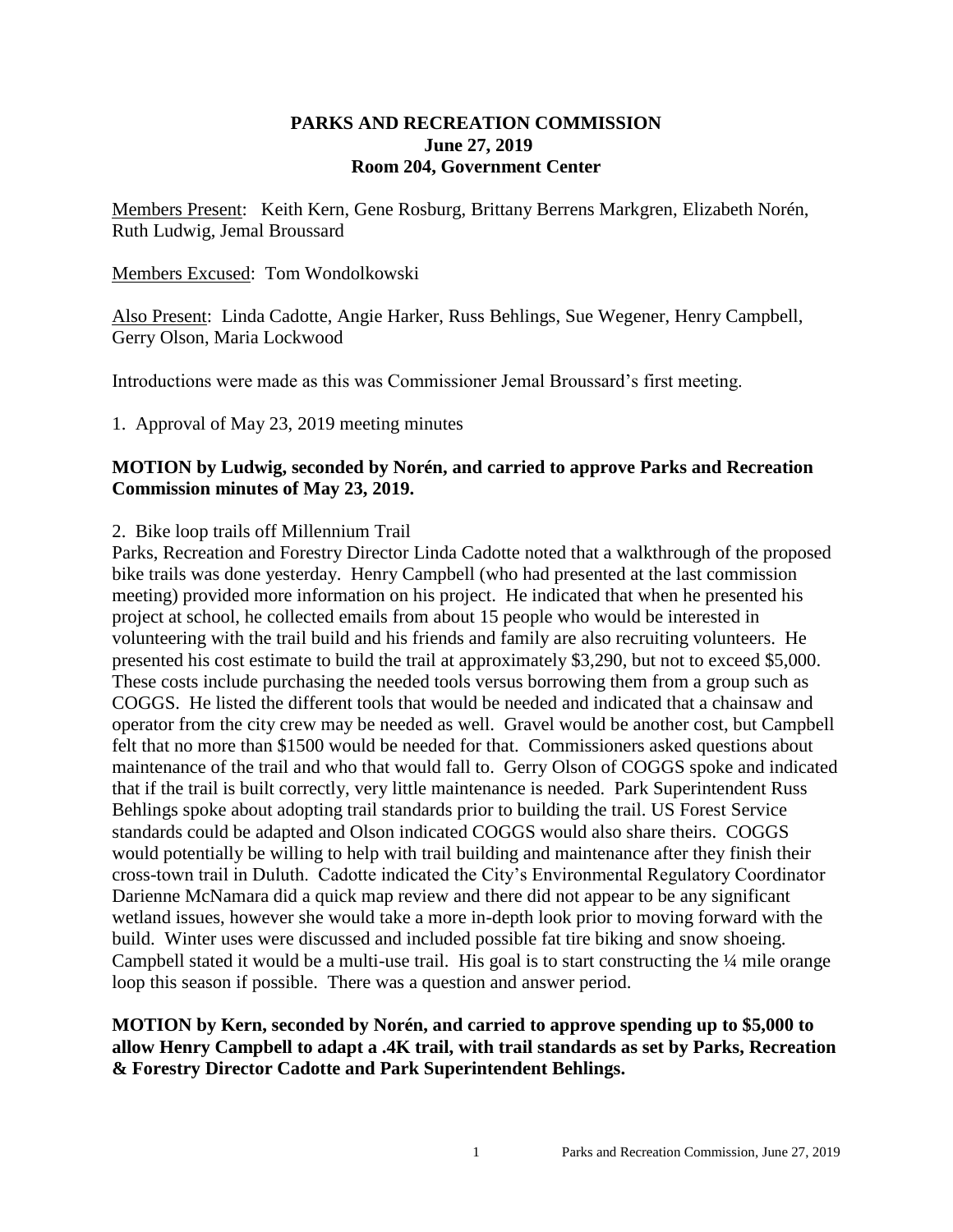**PARKS AND RECREATION COMMISSION**
**June 27, 2019**
**Room 204, Government Center**

Members Present: Keith Kern, Gene Rosburg, Brittany Berrens Markgren, Elizabeth Norén, Ruth Ludwig, Jemal Broussard

Members Excused: Tom Wondolkowski

Also Present: Linda Cadotte, Angie Harker, Russ Behlings, Sue Wegener, Henry Campbell, Gerry Olson, Maria Lockwood

Introductions were made as this was Commissioner Jemal Broussard's first meeting.

1. Approval of May 23, 2019 meeting minutes

**MOTION by Ludwig, seconded by Norén, and carried to approve Parks and Recreation Commission minutes of May 23, 2019.**

2. Bike loop trails off Millennium Trail

Parks, Recreation and Forestry Director Linda Cadotte noted that a walkthrough of the proposed bike trails was done yesterday. Henry Campbell (who had presented at the last commission meeting) provided more information on his project. He indicated that when he presented his project at school, he collected emails from about 15 people who would be interested in volunteering with the trail build and his friends and family are also recruiting volunteers. He presented his cost estimate to build the trail at approximately $3,290, but not to exceed $5,000. These costs include purchasing the needed tools versus borrowing them from a group such as COGGS. He listed the different tools that would be needed and indicated that a chainsaw and operator from the city crew may be needed as well. Gravel would be another cost, but Campbell felt that no more than $1500 would be needed for that. Commissioners asked questions about maintenance of the trail and who that would fall to. Gerry Olson of COGGS spoke and indicated that if the trail is built correctly, very little maintenance is needed. Park Superintendent Russ Behlings spoke about adopting trail standards prior to building the trail. US Forest Service standards could be adapted and Olson indicated COGGS would also share theirs. COGGS would potentially be willing to help with trail building and maintenance after they finish their cross-town trail in Duluth. Cadotte indicated the City's Environmental Regulatory Coordinator Darienne McNamara did a quick map review and there did not appear to be any significant wetland issues, however she would take a more in-depth look prior to moving forward with the build. Winter uses were discussed and included possible fat tire biking and snow shoeing. Campbell stated it would be a multi-use trail. His goal is to start constructing the ¼ mile orange loop this season if possible. There was a question and answer period.

**MOTION by Kern, seconded by Norén, and carried to approve spending up to $5,000 to allow Henry Campbell to adapt a .4K trail, with trail standards as set by Parks, Recreation & Forestry Director Cadotte and Park Superintendent Behlings.**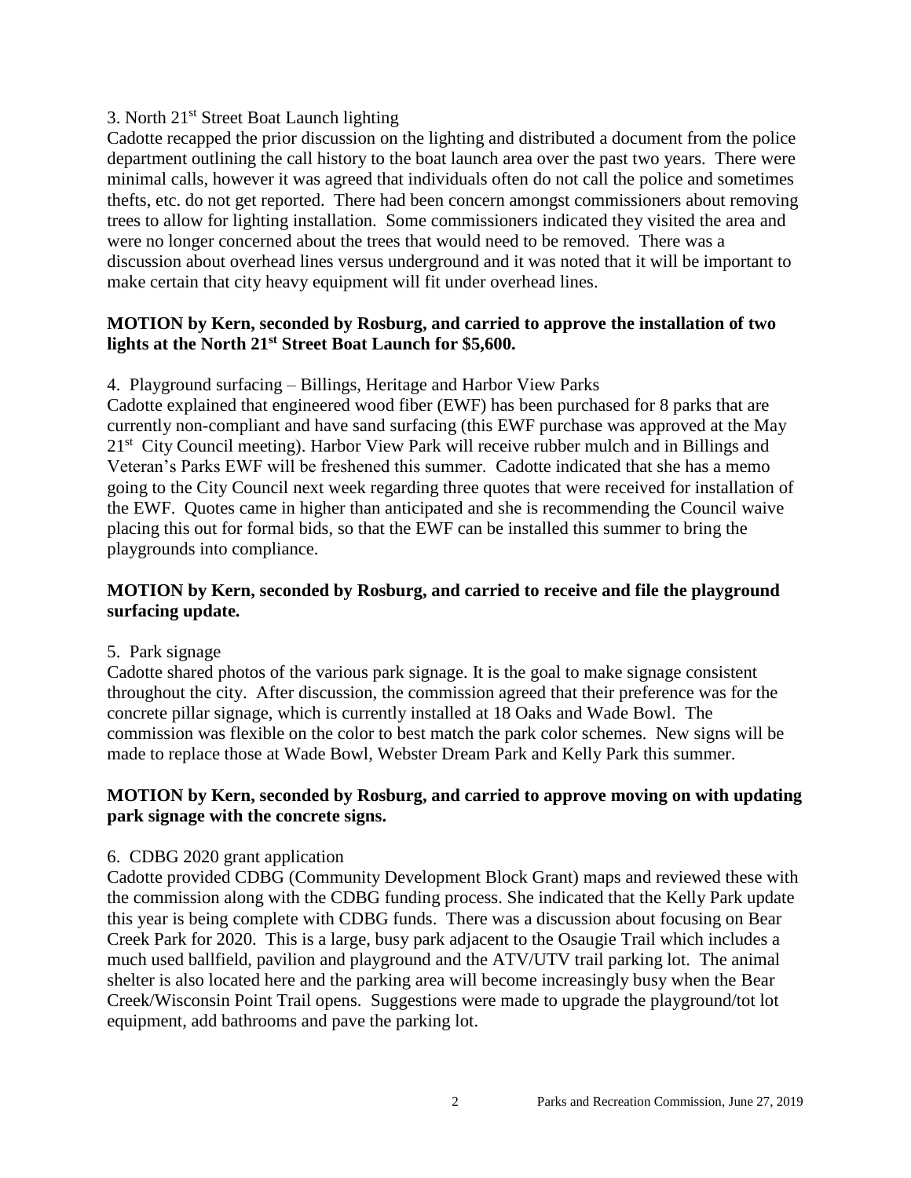3. North 21st Street Boat Launch lighting

Cadotte recapped the prior discussion on the lighting and distributed a document from the police department outlining the call history to the boat launch area over the past two years. There were minimal calls, however it was agreed that individuals often do not call the police and sometimes thefts, etc. do not get reported. There had been concern amongst commissioners about removing trees to allow for lighting installation. Some commissioners indicated they visited the area and were no longer concerned about the trees that would need to be removed. There was a discussion about overhead lines versus underground and it was noted that it will be important to make certain that city heavy equipment will fit under overhead lines.

**MOTION by Kern, seconded by Rosburg, and carried to approve the installation of two lights at the North 21st Street Boat Launch for $5,600.**

4. Playground surfacing – Billings, Heritage and Harbor View Parks

Cadotte explained that engineered wood fiber (EWF) has been purchased for 8 parks that are currently non-compliant and have sand surfacing (this EWF purchase was approved at the May 21st City Council meeting). Harbor View Park will receive rubber mulch and in Billings and Veteran's Parks EWF will be freshened this summer. Cadotte indicated that she has a memo going to the City Council next week regarding three quotes that were received for installation of the EWF. Quotes came in higher than anticipated and she is recommending the Council waive placing this out for formal bids, so that the EWF can be installed this summer to bring the playgrounds into compliance.

**MOTION by Kern, seconded by Rosburg, and carried to receive and file the playground surfacing update.**

5. Park signage

Cadotte shared photos of the various park signage. It is the goal to make signage consistent throughout the city. After discussion, the commission agreed that their preference was for the concrete pillar signage, which is currently installed at 18 Oaks and Wade Bowl. The commission was flexible on the color to best match the park color schemes. New signs will be made to replace those at Wade Bowl, Webster Dream Park and Kelly Park this summer.

**MOTION by Kern, seconded by Rosburg, and carried to approve moving on with updating park signage with the concrete signs.**

6. CDBG 2020 grant application

Cadotte provided CDBG (Community Development Block Grant) maps and reviewed these with the commission along with the CDBG funding process. She indicated that the Kelly Park update this year is being complete with CDBG funds. There was a discussion about focusing on Bear Creek Park for 2020. This is a large, busy park adjacent to the Osaugie Trail which includes a much used ballfield, pavilion and playground and the ATV/UTV trail parking lot. The animal shelter is also located here and the parking area will become increasingly busy when the Bear Creek/Wisconsin Point Trail opens. Suggestions were made to upgrade the playground/tot lot equipment, add bathrooms and pave the parking lot.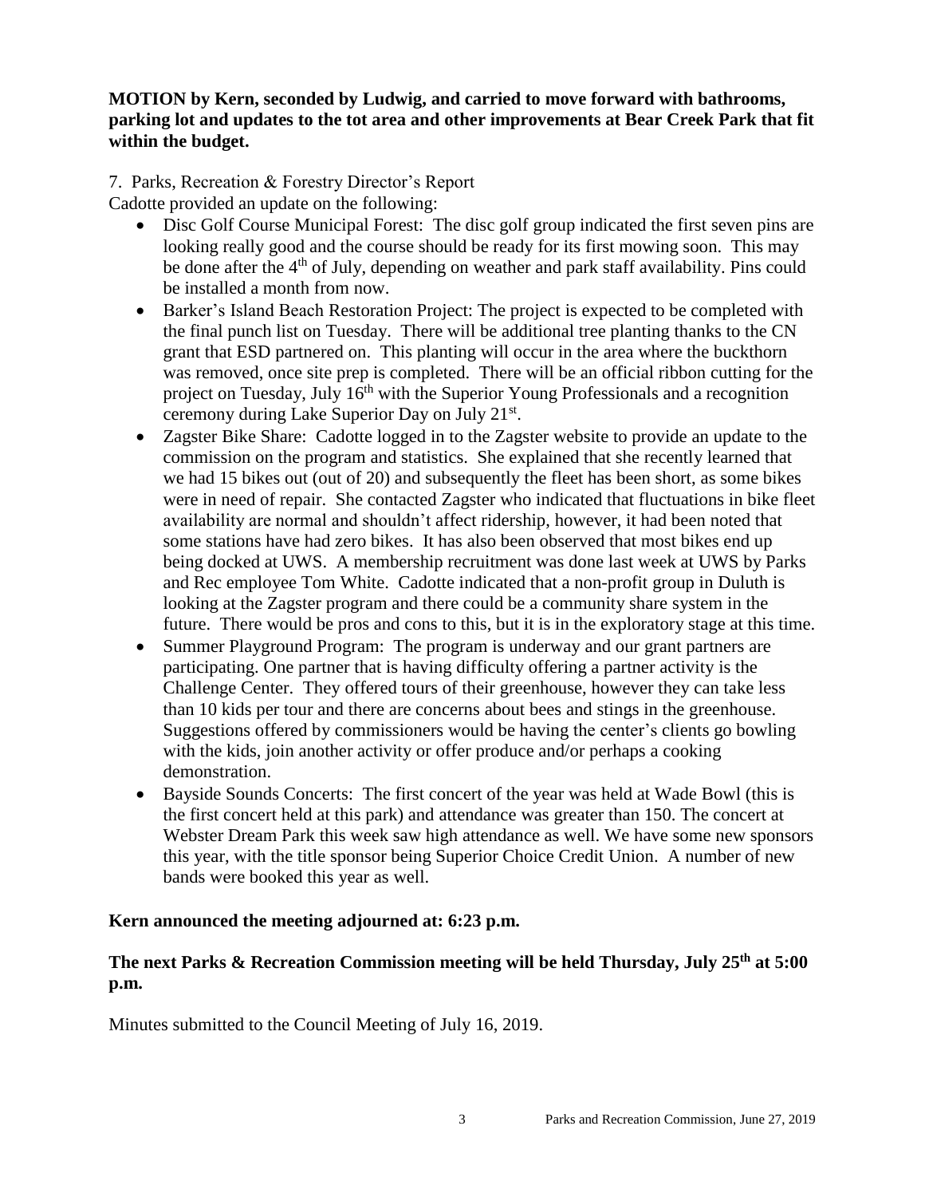**MOTION by Kern, seconded by Ludwig, and carried to move forward with bathrooms, parking lot and updates to the tot area and other improvements at Bear Creek Park that fit within the budget.**

7. Parks, Recreation & Forestry Director's Report

Cadotte provided an update on the following:

- Disc Golf Course Municipal Forest: The disc golf group indicated the first seven pins are looking really good and the course should be ready for its first mowing soon. This may be done after the 4th of July, depending on weather and park staff availability. Pins could be installed a month from now.
- Barker's Island Beach Restoration Project: The project is expected to be completed with the final punch list on Tuesday. There will be additional tree planting thanks to the CN grant that ESD partnered on. This planting will occur in the area where the buckthorn was removed, once site prep is completed. There will be an official ribbon cutting for the project on Tuesday, July 16th with the Superior Young Professionals and a recognition ceremony during Lake Superior Day on July 21st.
- Zagster Bike Share: Cadotte logged in to the Zagster website to provide an update to the commission on the program and statistics. She explained that she recently learned that we had 15 bikes out (out of 20) and subsequently the fleet has been short, as some bikes were in need of repair. She contacted Zagster who indicated that fluctuations in bike fleet availability are normal and shouldn't affect ridership, however, it had been noted that some stations have had zero bikes. It has also been observed that most bikes end up being docked at UWS. A membership recruitment was done last week at UWS by Parks and Rec employee Tom White. Cadotte indicated that a non-profit group in Duluth is looking at the Zagster program and there could be a community share system in the future. There would be pros and cons to this, but it is in the exploratory stage at this time.
- Summer Playground Program: The program is underway and our grant partners are participating. One partner that is having difficulty offering a partner activity is the Challenge Center. They offered tours of their greenhouse, however they can take less than 10 kids per tour and there are concerns about bees and stings in the greenhouse. Suggestions offered by commissioners would be having the center's clients go bowling with the kids, join another activity or offer produce and/or perhaps a cooking demonstration.
- Bayside Sounds Concerts: The first concert of the year was held at Wade Bowl (this is the first concert held at this park) and attendance was greater than 150. The concert at Webster Dream Park this week saw high attendance as well. We have some new sponsors this year, with the title sponsor being Superior Choice Credit Union. A number of new bands were booked this year as well.

**Kern announced the meeting adjourned at: 6:23 p.m.**

**The next Parks & Recreation Commission meeting will be held Thursday, July 25th at 5:00 p.m.**

Minutes submitted to the Council Meeting of July 16, 2019.